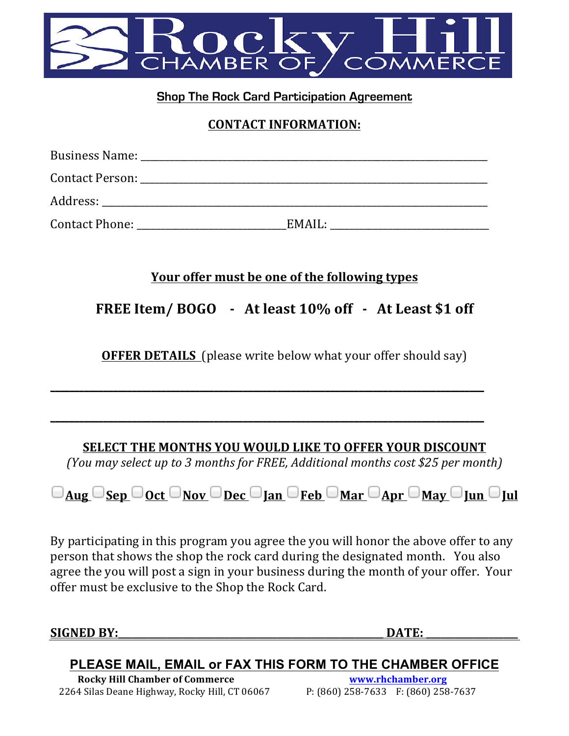# Rocky Hill CHAMBER OF COMMERCE

**Shop The Rock Card Participation Agreement**

**CONTACT INFORMATION:**

Business Name: ______________________________________________

Contact Person: ______________________________________________

Address: ___________________________________________________

Contact Phone: ___________________ EMAIL: ____________________

**Your offer must be one of the following types**

**FREE Item/ BOGO - At least 10% off - At Least $1 off**

**OFFER DETAILS** (please write below what your offer should say)

_______________________________________________________________

_______________________________________________________________

**SELECT THE MONTHS YOU WOULD LIKE TO OFFER YOUR DISCOUNT**

*(You may select up to 3 months for FREE, Additional months cost $25 per month)*

☐ **Aug** ☐ **Sep** ☐ **Oct** ☐ **Nov** ☐ **Dec** ☐ **Jan** ☐ **Feb** ☐ **Mar** ☐ **Apr** ☐ **May** ☐ **Jun** ☐ **Jul**

By participating in this program you agree the you will honor the above offer to any person that shows the shop the rock card during the designated month. You also agree the you will post a sign in your business during the month of your offer. Your offer must be exclusive to the Shop the Rock Card.

**SIGNED BY:**_________________________________ **DATE:** ____________

**PLEASE MAIL, EMAIL or FAX THIS FORM TO THE CHAMBER OFFICE**

**Rocky Hill Chamber of Commerce**
2264 Silas Deane Highway, Rocky Hill, CT 06067

**www.rhchamber.org**
P: (860) 258-7633 F: (860) 258-7637